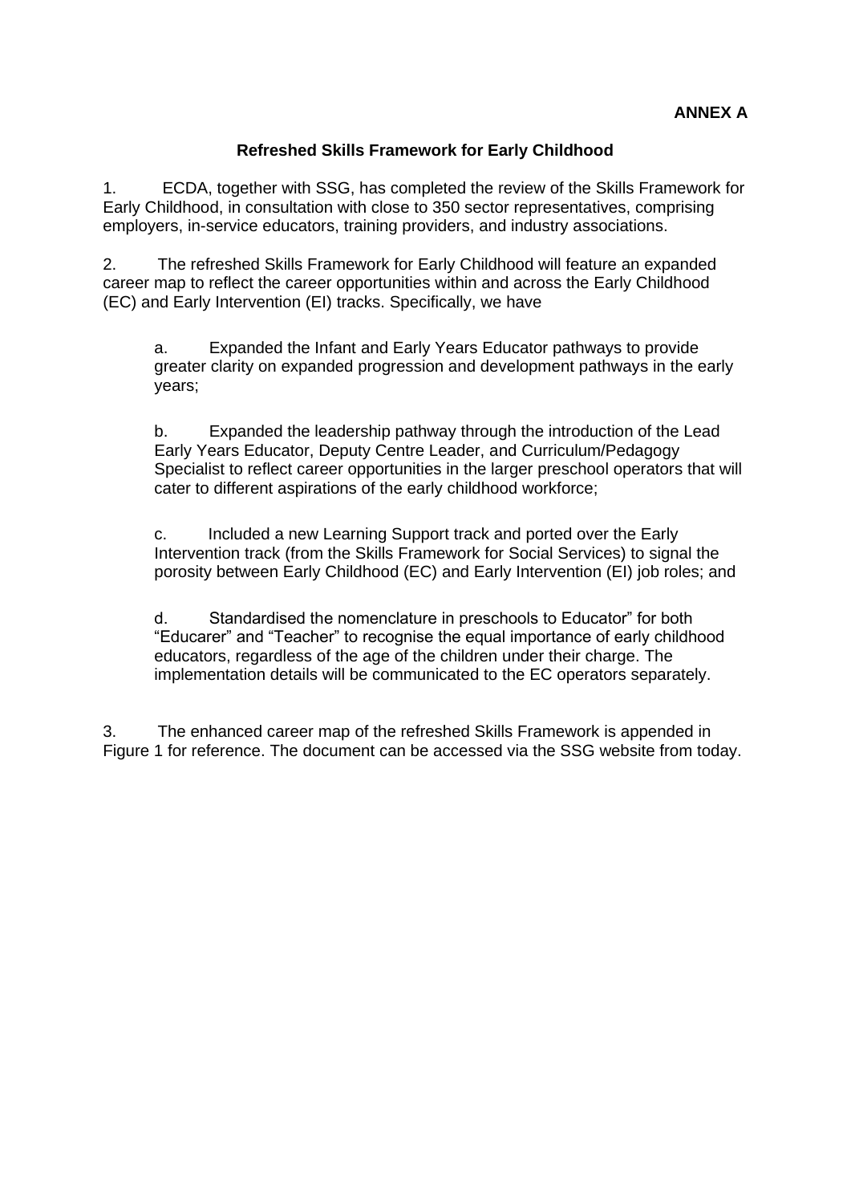**ANNEX A**

## Refreshed Skills Framework for Early Childhood

1. ECDA, together with SSG, has completed the review of the Skills Framework for Early Childhood, in consultation with close to 350 sector representatives, comprising employers, in-service educators, training providers, and industry associations.

2. The refreshed Skills Framework for Early Childhood will feature an expanded career map to reflect the career opportunities within and across the Early Childhood (EC) and Early Intervention (EI) tracks. Specifically, we have

   a. Expanded the Infant and Early Years Educator pathways to provide greater clarity on expanded progression and development pathways in the early years;

   b. Expanded the leadership pathway through the introduction of the Lead Early Years Educator, Deputy Centre Leader, and Curriculum/Pedagogy Specialist to reflect career opportunities in the larger preschool operators that will cater to different aspirations of the early childhood workforce;

   c. Included a new Learning Support track and ported over the Early Intervention track (from the Skills Framework for Social Services) to signal the porosity between Early Childhood (EC) and Early Intervention (EI) job roles; and

   d. Standardised the nomenclature in preschools to Educator" for both "Educarer" and "Teacher" to recognise the equal importance of early childhood educators, regardless of the age of the children under their charge. The implementation details will be communicated to the EC operators separately.

3. The enhanced career map of the refreshed Skills Framework is appended in Figure 1 for reference. The document can be accessed via the SSG website from today.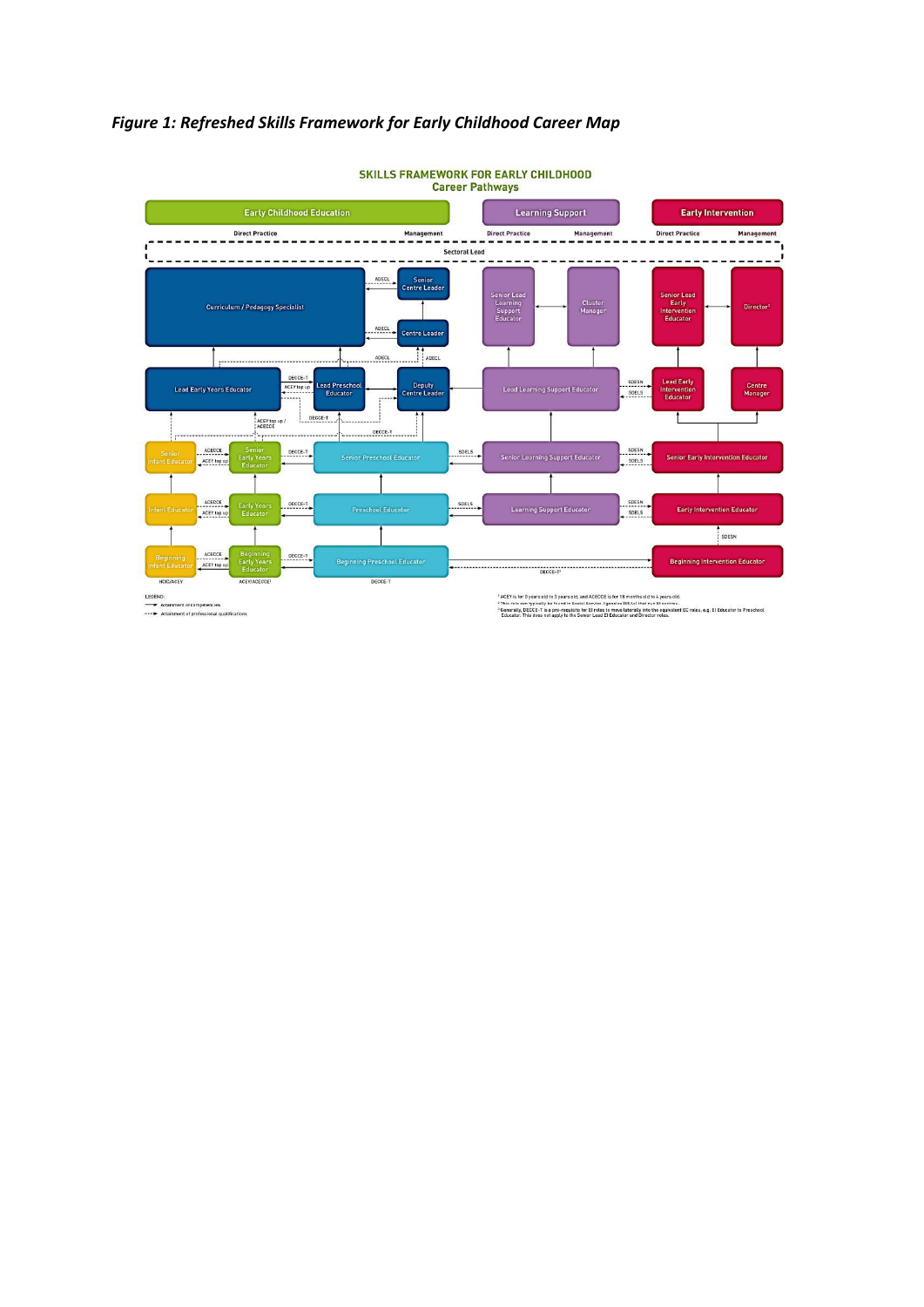*Figure 1: Refreshed Skills Framework for Early Childhood Career Map*

SKILLS FRAMEWORK FOR EARLY CHILDHOOD
Career Pathways

Early Childhood Education
Learning Support
Early Intervention

Direct Practice
Management
Direct Practice
Management
Direct Practice
Management

Sectoral Lead

Curriculum / Pedagogy Specialist
Senior Centre Leader
Centre Leader
Senior Lead Learning Support Educator
Cluster Manager
Senior Lead Early Intervention Educator
Director[2]

Lead Early Years Educator
Lead Preschool Educator
Deputy Centre Leader
Lead Learning Support Educator
Lead Early Intervention Educator
Centre Manager

Senior Infant Educator
Senior Early Years Educator
Senior Preschool Educator
Senior Learning Support Educator
Senior Early Intervention Educator

Infant Educator
Early Years Educator
Preschool Educator
Learning Support Educator
Early Intervention Educator

Beginning Infant Educator
Beginning Early Years Educator
Beginning Preschool Educator
Beginning Intervention Educator

ADECL
DECCE-T
ACEY top up
ACEY top up / ACECCE
ACECCE
SDELS
SDESN
DECCE-T[3]

HCIC/ACEY
ACEY/ACECCE[1]
DECCE-T

LEGEND:
Attainment of competencies
Attainment of professional qualifications

[1] ACEY is for 0 years old to 3 years old, and ACECCE is for 18 months old to 4 years old.
[2] This role can typically be found in Social Service Agencies (SSAs) that run EI centres.
[3] Generally, DECCE-T is a pre-requisite for EI roles to move laterally into the equivalent EC roles, e.g. EI Educator to Preschool Educator. This does not apply to the Senior Lead EI Educator and Director roles.